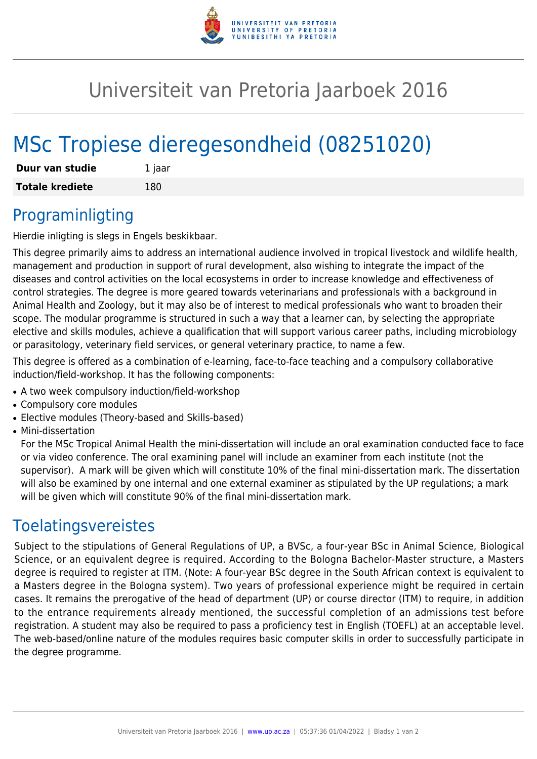# Universiteit van Pretoria Jaarboek 2016

# MSc Tropiese dieregesondheid (08251020)

| **Duur van studie** | 1 jaar |
| --- | --- |
| **Totale krediete** | 180 |

## Programinligting

Hierdie inligting is slegs in Engels beskikbaar.

This degree primarily aims to address an international audience involved in tropical livestock and wildlife health, management and production in support of rural development, also wishing to integrate the impact of the diseases and control activities on the local ecosystems in order to increase knowledge and effectiveness of control strategies. The degree is more geared towards veterinarians and professionals with a background in Animal Health and Zoology, but it may also be of interest to medical professionals who want to broaden their scope. The modular programme is structured in such a way that a learner can, by selecting the appropriate elective and skills modules, achieve a qualification that will support various career paths, including microbiology or parasitology, veterinary field services, or general veterinary practice, to name a few.

This degree is offered as a combination of e-learning, face-to-face teaching and a compulsory collaborative induction/field-workshop. It has the following components:

- A two week compulsory induction/field-workshop
- Compulsory core modules
- Elective modules (Theory-based and Skills-based)
- Mini-dissertation
  For the MSc Tropical Animal Health the mini-dissertation will include an oral examination conducted face to face or via video conference. The oral examining panel will include an examiner from each institute (not the supervisor). A mark will be given which will constitute 10% of the final mini-dissertation mark. The dissertation will also be examined by one internal and one external examiner as stipulated by the UP regulations; a mark will be given which will constitute 90% of the final mini-dissertation mark.

## Toelatingsvereistes

Subject to the stipulations of General Regulations of UP, a BVSc, a four-year BSc in Animal Science, Biological Science, or an equivalent degree is required. According to the Bologna Bachelor-Master structure, a Masters degree is required to register at ITM. (Note: A four-year BSc degree in the South African context is equivalent to a Masters degree in the Bologna system). Two years of professional experience might be required in certain cases. It remains the prerogative of the head of department (UP) or course director (ITM) to require, in addition to the entrance requirements already mentioned, the successful completion of an admissions test before registration. A student may also be required to pass a proficiency test in English (TOEFL) at an acceptable level. The web-based/online nature of the modules requires basic computer skills in order to successfully participate in the degree programme.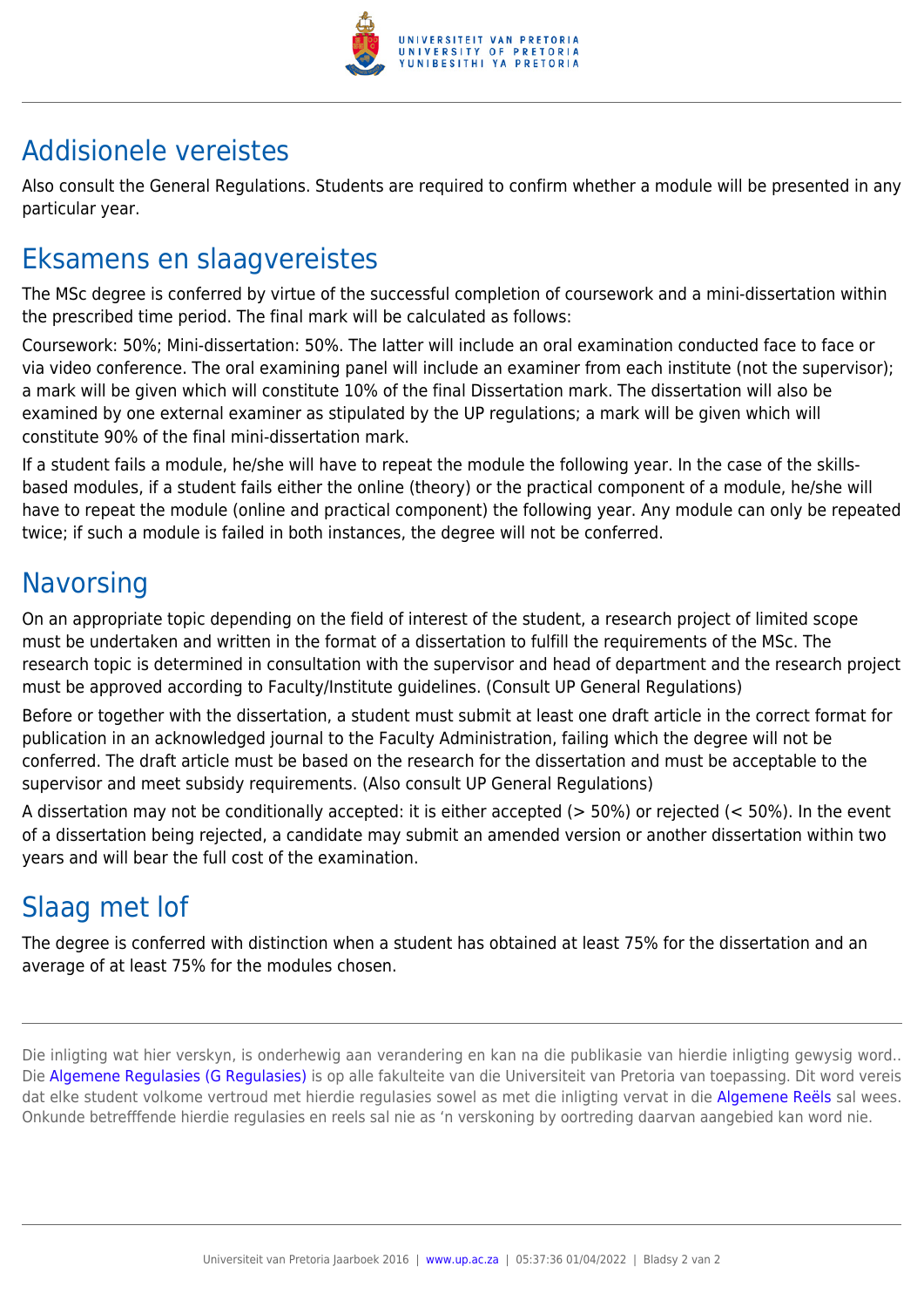## Addisionele vereistes

Also consult the General Regulations. Students are required to confirm whether a module will be presented in any particular year.

## Eksamens en slaagvereistes

The MSc degree is conferred by virtue of the successful completion of coursework and a mini-dissertation within the prescribed time period. The final mark will be calculated as follows:

Coursework: 50%; Mini-dissertation: 50%. The latter will include an oral examination conducted face to face or via video conference. The oral examining panel will include an examiner from each institute (not the supervisor); a mark will be given which will constitute 10% of the final Dissertation mark. The dissertation will also be examined by one external examiner as stipulated by the UP regulations; a mark will be given which will constitute 90% of the final mini-dissertation mark.

If a student fails a module, he/she will have to repeat the module the following year. In the case of the skills-based modules, if a student fails either the online (theory) or the practical component of a module, he/she will have to repeat the module (online and practical component) the following year. Any module can only be repeated twice; if such a module is failed in both instances, the degree will not be conferred.

## Navorsing

On an appropriate topic depending on the field of interest of the student, a research project of limited scope must be undertaken and written in the format of a dissertation to fulfill the requirements of the MSc. The research topic is determined in consultation with the supervisor and head of department and the research project must be approved according to Faculty/Institute guidelines. (Consult UP General Regulations)

Before or together with the dissertation, a student must submit at least one draft article in the correct format for publication in an acknowledged journal to the Faculty Administration, failing which the degree will not be conferred. The draft article must be based on the research for the dissertation and must be acceptable to the supervisor and meet subsidy requirements. (Also consult UP General Regulations)

A dissertation may not be conditionally accepted: it is either accepted (> 50%) or rejected (< 50%). In the event of a dissertation being rejected, a candidate may submit an amended version or another dissertation within two years and will bear the full cost of the examination.

## Slaag met lof

The degree is conferred with distinction when a student has obtained at least 75% for the dissertation and an average of at least 75% for the modules chosen.

---

Die inligting wat hier verskyn, is onderhewig aan verandering en kan na die publikasie van hierdie inligting gewysig word.. Die Algemene Regulasies (G Regulasies) is op alle fakulteite van die Universiteit van Pretoria van toepassing. Dit word vereis dat elke student volkome vertroud met hierdie regulasies sowel as met die inligting vervat in die Algemene Reëls sal wees. Onkunde betrefffende hierdie regulasies en reels sal nie as 'n verskoning by oortreding daarvan aangebied kan word nie.